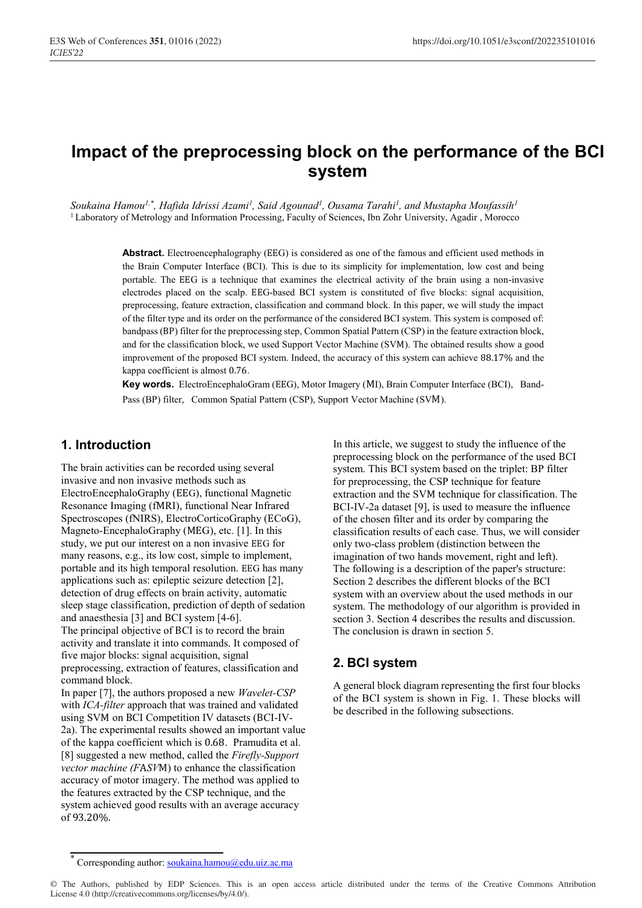# Impact of the preprocessing block on the performance of the BCI system

*Soukaina Hamou*[1,*], *Hafida Idrissi Azami*[1], *Said Agounad*[1], *Ousama Tarahi*[1], *and Mustapha Moufassih*[1]

[1] Laboratory of Metrology and Information Processing, Faculty of Sciences, Ibn Zohr University, Agadir , Morocco

**Abstract.** Electroencephalography (EEG) is considered as one of the famous and efficient used methods in the Brain Computer Interface (BCI). This is due to its simplicity for implementation, low cost and being portable. The EEG is a technique that examines the electrical activity of the brain using a non-invasive electrodes placed on the scalp. EEG-based BCI system is constituted of five blocks: signal acquisition, preprocessing, feature extraction, classification and command block. In this paper, we will study the impact of the filter type and its order on the performance of the considered BCI system. This system is composed of: bandpass (BP) filter for the preprocessing step, Common Spatial Pattern (CSP) in the feature extraction block, and for the classification block, we used Support Vector Machine (SVM). The obtained results show a good improvement of the proposed BCI system. Indeed, the accuracy of this system can achieve 88.17% and the kappa coefficient is almost 0.76.

**Key words.** ElectroEncephaloGram (EEG), Motor Imagery (MI), Brain Computer Interface (BCI), Band-Pass (BP) filter, Common Spatial Pattern (CSP), Support Vector Machine (SVM).

## 1. Introduction

The brain activities can be recorded using several invasive and non invasive methods such as ElectroEncephaloGraphy (EEG), functional Magnetic Resonance Imaging (fMRI), functional Near Infrared Spectroscopes (fNIRS), ElectroCorticoGraphy (ECoG), Magneto-EncephaloGraphy (MEG), etc. [1]. In this study, we put our interest on a non invasive EEG for many reasons, e.g., its low cost, simple to implement, portable and its high temporal resolution. EEG has many applications such as: epileptic seizure detection [2], detection of drug effects on brain activity, automatic sleep stage classification, prediction of depth of sedation and anaesthesia [3] and BCI system [4-6].

The principal objective of BCI is to record the brain activity and translate it into commands. It composed of five major blocks: signal acquisition, signal preprocessing, extraction of features, classification and command block.

In paper [7], the authors proposed a new *Wavelet-CSP* with *ICA-filter* approach that was trained and validated using SVM on BCI Competition IV datasets (BCI-IV-2a). The experimental results showed an important value of the kappa coefficient which is 0.68. Pramudita et al. [8] suggested a new method, called the *Firefly-Support vector machine (FASVM)* to enhance the classification accuracy of motor imagery. The method was applied to the features extracted by the CSP technique, and the system achieved good results with an average accuracy of 93.20%.

In this article, we suggest to study the influence of the preprocessing block on the performance of the used BCI system. This BCI system based on the triplet: BP filter for preprocessing, the CSP technique for feature extraction and the SVM technique for classification. The BCI-IV-2a dataset [9], is used to measure the influence of the chosen filter and its order by comparing the classification results of each case. Thus, we will consider only two-class problem (distinction between the imagination of two hands movement, right and left). The following is a description of the paper's structure: Section 2 describes the different blocks of the BCI system with an overview about the used methods in our system. The methodology of our algorithm is provided in section 3. Section 4 describes the results and discussion. The conclusion is drawn in section 5.

## 2. BCI system

A general block diagram representing the first four blocks of the BCI system is shown in Fig. 1. These blocks will be described in the following subsections.

* Corresponding author: soukaina.hamou@edu.uiz.ac.ma

© The Authors, published by EDP Sciences. This is an open access article distributed under the terms of the Creative Commons Attribution License 4.0 (http://creativecommons.org/licenses/by/4.0/).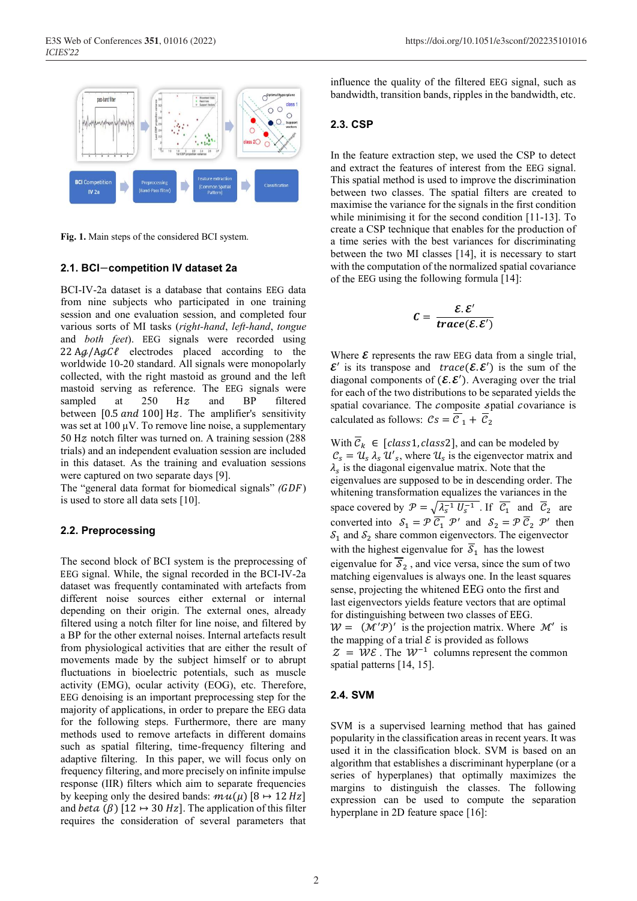Fig. 1. Main steps of the considered BCI system.

### 2.1. BCI—competition IV dataset 2a

BCI-IV-2a dataset is a database that contains EEG data from nine subjects who participated in one training session and one evaluation session, and completed four various sorts of MI tasks (*right-hand*, *left-hand*, *tongue* and *both feet*). EEG signals were recorded using $22\ Ag/AgC\ell$ electrodes placed according to the worldwide 10-20 standard. All signals were monopolarly collected, with the right mastoid as ground and the left mastoid serving as reference. The EEG signals were sampled at 250 $Hz$ and BP filtered between $[0.5\ and\ 100]$ $Hz$. The amplifier's sensitivity was set at 100 µV. To remove line noise, a supplementary 50 $Hz$ notch filter was turned on. A training session (288 trials) and an independent evaluation session are included in this dataset. As the training and evaluation sessions were captured on two separate days [9].
The "general data format for biomedical signals" *(GDF)* is used to store all data sets [10].

### 2.2. Preprocessing

The second block of BCI system is the preprocessing of EEG signal. While, the signal recorded in the BCI-IV-2a dataset was frequently contaminated with artefacts from different noise sources either external or internal depending on their origin. The external ones, already filtered using a notch filter for line noise, and filtered by a BP for the other external noises. Internal artefacts result from physiological activities that are either the result of movements made by the subject himself or to abrupt fluctuations in bioelectric potentials, such as muscle activity (EMG), ocular activity (EOG), etc. Therefore, EEG denoising is an important preprocessing step for the majority of applications, in order to prepare the EEG data for the following steps. Furthermore, there are many methods used to remove artefacts in different domains such as spatial filtering, time-frequency filtering and adaptive filtering. In this paper, we will focus only on frequency filtering, and more precisely on infinite impulse response (IIR) filters which aim to separate frequencies by keeping only the desired bands: $mu(\mu)$ $[8 \mapsto 12\ Hz]$ and $beta\ (\beta)$ $[12 \mapsto 30\ Hz]$. The application of this filter requires the consideration of several parameters that influence the quality of the filtered EEG signal, such as bandwidth, transition bands, ripples in the bandwidth, etc.

### 2.3. CSP

In the feature extraction step, we used the CSP to detect and extract the features of interest from the EEG signal. This spatial method is used to improve the discrimination between two classes. The spatial filters are created to maximise the variance for the signals in the first condition while minimising it for the second condition [11-13]. To create a CSP technique that enables for the production of a time series with the best variances for discriminating between the two MI classes [14], it is necessary to start with the computation of the normalized spatial covariance of the EEG using the following formula [14]:

$$\boldsymbol{C} = \frac{\boldsymbol{\mathcal{E}.\mathcal{E}'}}{\boldsymbol{trace}(\boldsymbol{\mathcal{E}.\mathcal{E}'})}$$

Where $\boldsymbol{\mathcal{E}}$ represents the raw EEG data from a single trial, $\boldsymbol{\mathcal{E}'}$ is its transpose and $trace(\boldsymbol{\mathcal{E}.\mathcal{E}'})$ is the sum of the diagonal components of $(\boldsymbol{\mathcal{E}.\mathcal{E}'})$. Averaging over the trial for each of the two distributions to be separated yields the spatial covariance. The composite spatial covariance is calculated as follows: $\mathcal{C}s = \overline{\mathcal{C}}_1 + \overline{\mathcal{C}}_2$

With $\overline{\mathcal{C}}_k \in [class1, class2]$, and can be modeled by $\mathcal{C}_s = \mathcal{U}_s\ \lambda_s\ \mathcal{U}'_s$, where $\mathcal{U}_s$ is the eigenvector matrix and $\lambda_s$ is the diagonal eigenvalue matrix. Note that the eigenvalues are supposed to be in descending order. The whitening transformation equalizes the variances in the space covered by $\mathcal{P} = \sqrt{\lambda_s^{-1}\ U_s^{-1}}$. If $\overline{\mathcal{C}_1}$ and $\overline{\mathcal{C}}_2$ are converted into $\mathcal{S}_1 = \mathcal{P}\ \overline{\mathcal{C}_1}\ \mathcal{P}'$ and $\mathcal{S}_2 = \mathcal{P}\ \overline{\mathcal{C}}_2\ \mathcal{P}'$ then $\mathcal{S}_1$ and $\mathcal{S}_2$ share common eigenvectors. The eigenvector with the highest eigenvalue for $\overline{\mathcal{S}}_1$ has the lowest eigenvalue for $\overline{\mathcal{S}}_2$, and vice versa, since the sum of two matching eigenvalues is always one. In the least squares sense, projecting the whitened EEG onto the first and last eigenvectors yields feature vectors that are optimal for distinguishing between two classes of EEG.
$\mathcal{W} = (\mathcal{M}'\mathcal{P})'$ is the projection matrix. Where $\mathcal{M}'$ is the mapping of a trial $\mathcal{E}$ is provided as follows $\mathcal{Z} = \mathcal{W}\mathcal{E}$. The $\mathcal{W}^{-1}$ columns represent the common spatial patterns [14, 15].

### 2.4. SVM

SVM is a supervised learning method that has gained popularity in the classification areas in recent years. It was used it in the classification block. SVM is based on an algorithm that establishes a discriminant hyperplane (or a series of hyperplanes) that optimally maximizes the margins to distinguish the classes. The following expression can be used to compute the separation hyperplane in 2D feature space [16]: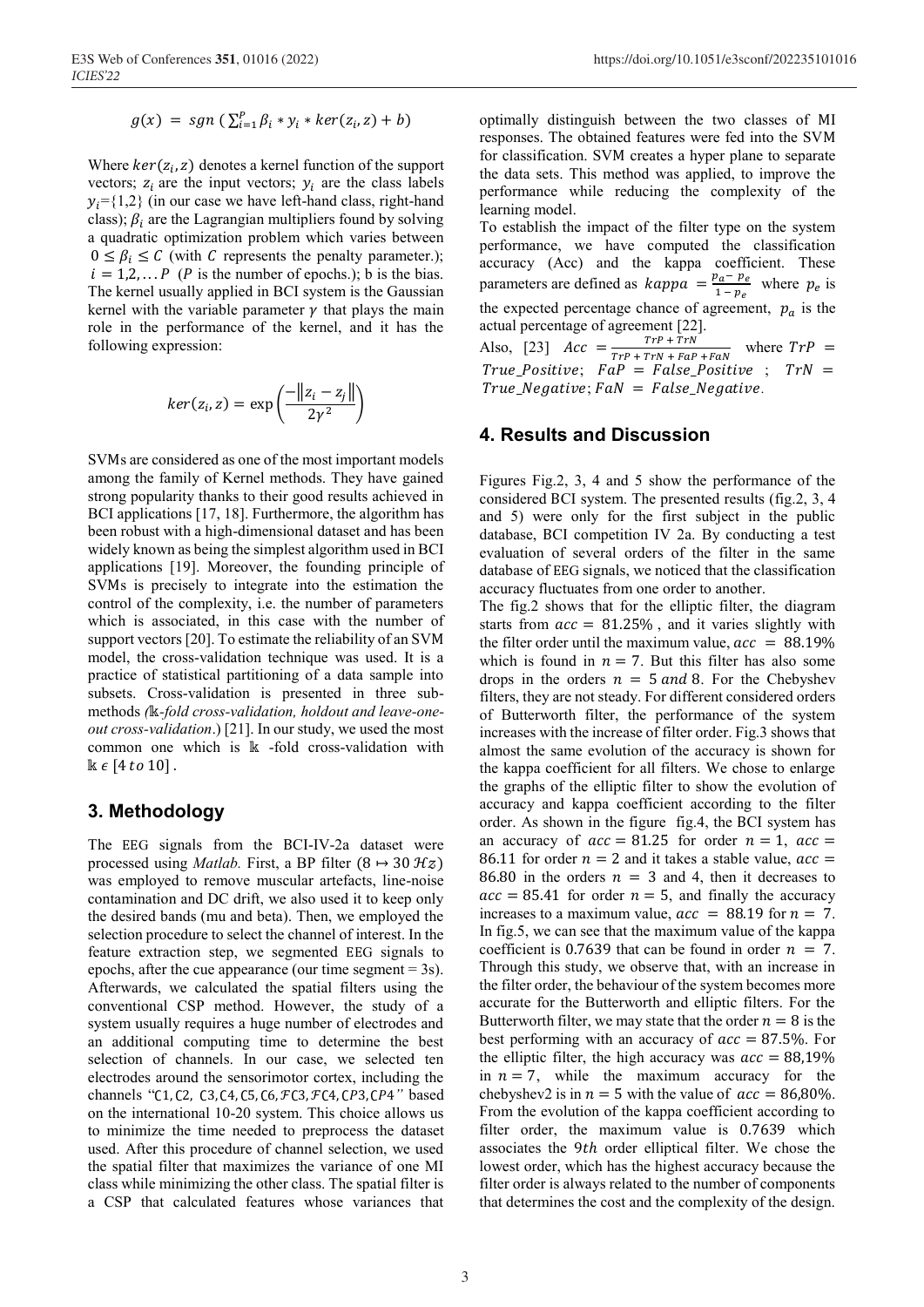$$g(x) = sgn\,(\sum_{i=1}^{P} \beta_i * y_i * ker(z_i, z) + b)$$

Where $ker(z_i, z)$ denotes a kernel function of the support vectors; $z_i$ are the input vectors; $y_i$ are the class labels $y_i$={1,2} (in our case we have left-hand class, right-hand class); $\beta_i$ are the Lagrangian multipliers found by solving a quadratic optimization problem which varies between $0 \leq \beta_i \leq C$ (with $C$ represents the penalty parameter.); $i = 1,2, \ldots P$ ($P$ is the number of epochs.); b is the bias. The kernel usually applied in BCI system is the Gaussian kernel with the variable parameter $\gamma$ that plays the main role in the performance of the kernel, and it has the following expression:

$$ker(z_i, z) = \exp\left(\frac{-\|z_i - z_j\|}{2\gamma^2}\right)$$

SVMs are considered as one of the most important models among the family of Kernel methods. They have gained strong popularity thanks to their good results achieved in BCI applications [17, 18]. Furthermore, the algorithm has been robust with a high-dimensional dataset and has been widely known as being the simplest algorithm used in BCI applications [19]. Moreover, the founding principle of SVMs is precisely to integrate into the estimation the control of the complexity, i.e. the number of parameters which is associated, in this case with the number of support vectors [20]. To estimate the reliability of an SVM model, the cross-validation technique was used. It is a practice of statistical partitioning of a data sample into subsets. Cross-validation is presented in three sub-methods (*𝕜-fold cross-validation, holdout and leave-one-out cross-validation*.) [21]. In our study, we used the most common one which is 𝕜 -fold cross-validation with $𝕜 \epsilon$ [4 *to* 10].

## 3. Methodology

The EEG signals from the BCI-IV-2a dataset were processed using *Matlab.* First, a BP filter ($8 \mapsto 30\,\mathcal{Hz}$) was employed to remove muscular artefacts, line-noise contamination and DC drift, we also used it to keep only the desired bands (mu and beta). Then, we employed the selection procedure to select the channel of interest. In the feature extraction step, we segmented EEG signals to epochs, after the cue appearance (our time segment = 3s). Afterwards, we calculated the spatial filters using the conventional CSP method. However, the study of a system usually requires a huge number of electrodes and an additional computing time to determine the best selection of channels. In our case, we selected ten electrodes around the sensorimotor cortex, including the channels "$C1, C2, C3, C4, C5, C6, \mathcal{F}C3, \mathcal{F}C4, CP3, CP4$" based on the international 10-20 system. This choice allows us to minimize the time needed to preprocess the dataset used. After this procedure of channel selection, we used the spatial filter that maximizes the variance of one MI class while minimizing the other class. The spatial filter is a CSP that calculated features whose variances that optimally distinguish between the two classes of MI responses. The obtained features were fed into the SVM for classification. SVM creates a hyper plane to separate the data sets. This method was applied, to improve the performance while reducing the complexity of the learning model.

To establish the impact of the filter type on the system performance, we have computed the classification accuracy (Acc) and the kappa coefficient. These parameters are defined as $kappa = \frac{p_a - p_e}{1 - p_e}$ where $p_e$ is the expected percentage chance of agreement, $p_a$ is the actual percentage of agreement [22].

Also, [23] $Acc = \frac{TrP + TrN}{TrP + TrN + FaP + FaN}$ where $TrP = True\_Positive$; $FaP = False\_Positive$ ; $TrN = True\_Negative$; $FaN = False\_Negative$.

## 4. Results and Discussion

Figures Fig.2, 3, 4 and 5 show the performance of the considered BCI system. The presented results (fig.2, 3, 4 and 5) were only for the first subject in the public database, BCI competition IV 2a. By conducting a test evaluation of several orders of the filter in the same database of EEG signals, we noticed that the classification accuracy fluctuates from one order to another.

The fig.2 shows that for the elliptic filter, the diagram starts from $acc = 81.25\%$ , and it varies slightly with the filter order until the maximum value, $acc = 88.19\%$ which is found in $n = 7$. But this filter has also some drops in the orders $n = 5$ *and* $8$. For the Chebyshev filters, they are not steady. For different considered orders of Butterworth filter, the performance of the system increases with the increase of filter order. Fig.3 shows that almost the same evolution of the accuracy is shown for the kappa coefficient for all filters. We chose to enlarge the graphs of the elliptic filter to show the evolution of accuracy and kappa coefficient according to the filter order. As shown in the figure fig.4, the BCI system has an accuracy of $acc = 81.25$ for order $n = 1$, $acc = 86.11$ for order $n = 2$ and it takes a stable value, $acc = 86.80$ in the orders $n = 3$ and 4, then it decreases to $acc = 85.41$ for order $n = 5$, and finally the accuracy increases to a maximum value, $acc = 88.19$ for $n = 7$. In fig.5, we can see that the maximum value of the kappa coefficient is 0.7639 that can be found in order $n = 7$. Through this study, we observe that, with an increase in the filter order, the behaviour of the system becomes more accurate for the Butterworth and elliptic filters. For the Butterworth filter, we may state that the order $n = 8$ is the best performing with an accuracy of $acc = 87.5\%$. For the elliptic filter, the high accuracy was $acc = 88{,}19\%$ in $n = 7$, while the maximum accuracy for the chebyshev2 is in $n = 5$ with the value of $acc = 86{,}80\%$. From the evolution of the kappa coefficient according to filter order, the maximum value is 0.7639 which associates the $9th$ order elliptical filter. We chose the lowest order, which has the highest accuracy because the filter order is always related to the number of components that determines the cost and the complexity of the design.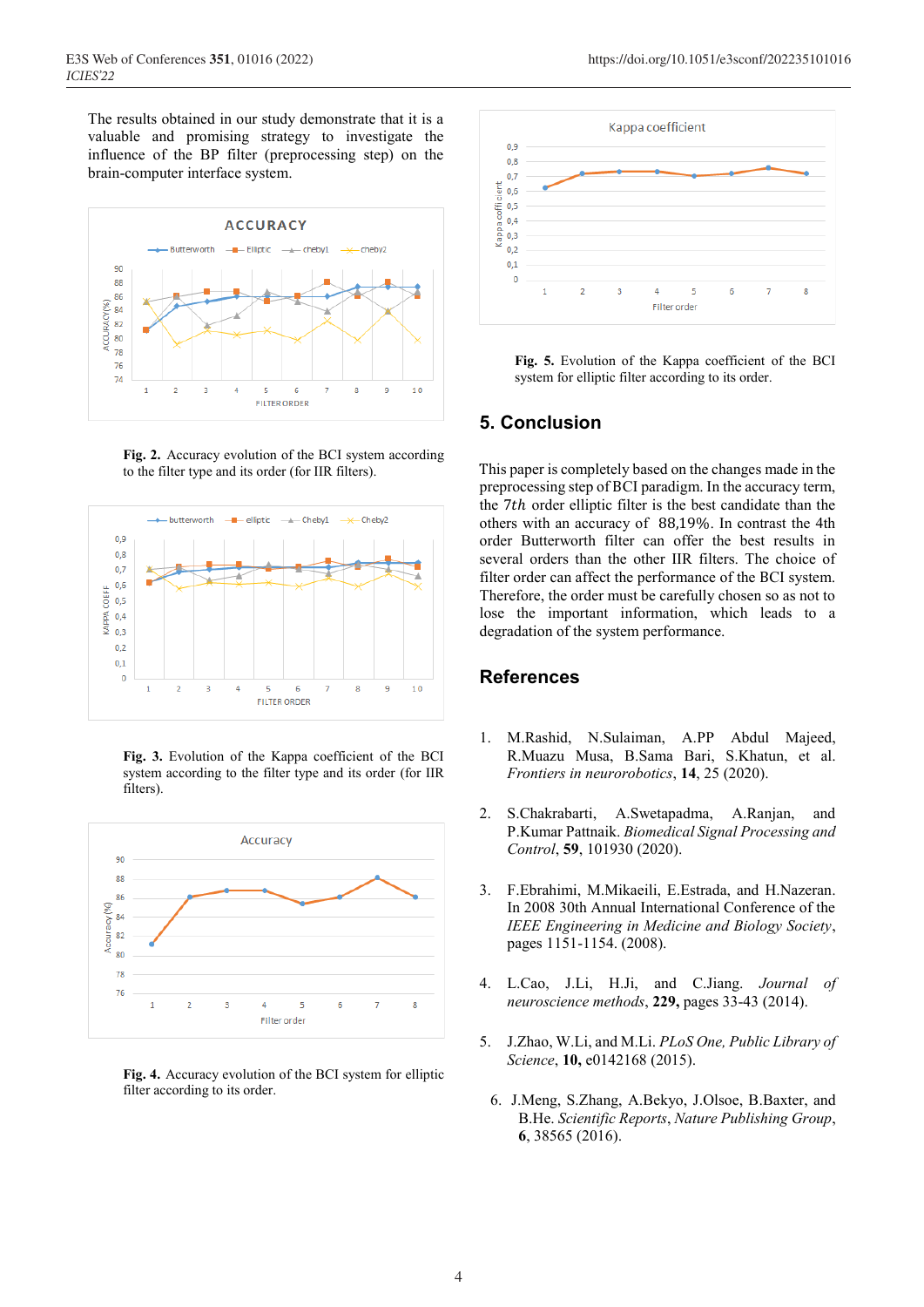The results obtained in our study demonstrate that it is a valuable and promising strategy to investigate the influence of the BP filter (preprocessing step) on the brain-computer interface system.

**Fig. 2.** Accuracy evolution of the BCI system according to the filter type and its order (for IIR filters).

**Fig. 3.** Evolution of the Kappa coefficient of the BCI system according to the filter type and its order (for IIR filters).

**Fig. 4.** Accuracy evolution of the BCI system for elliptic filter according to its order.

**Fig. 5.** Evolution of the Kappa coefficient of the BCI system for elliptic filter according to its order.

## 5. Conclusion

This paper is completely based on the changes made in the preprocessing step of BCI paradigm. In the accuracy term, the $7th$ order elliptic filter is the best candidate than the others with an accuracy of 88,19%. In contrast the 4th order Butterworth filter can offer the best results in several orders than the other IIR filters. The choice of filter order can affect the performance of the BCI system. Therefore, the order must be carefully chosen so as not to lose the important information, which leads to a degradation of the system performance.

## References

1. M.Rashid, N.Sulaiman, A.PP Abdul Majeed, R.Muazu Musa, B.Sama Bari, S.Khatun, et al. *Frontiers in neurorobotics*, **14**, 25 (2020).
2. S.Chakrabarti, A.Swetapadma, A.Ranjan, and P.Kumar Pattnaik. *Biomedical Signal Processing and Control*, **59**, 101930 (2020).
3. F.Ebrahimi, M.Mikaeili, E.Estrada, and H.Nazeran. In 2008 30th Annual International Conference of the *IEEE Engineering in Medicine and Biology Society*, pages 1151-1154. (2008).
4. L.Cao, J.Li, H.Ji, and C.Jiang. *Journal of neuroscience methods*, **229,** pages 33-43 (2014).
5. J.Zhao, W.Li, and M.Li. *PLoS One, Public Library of Science*, **10,** e0142168 (2015).
6. J.Meng, S.Zhang, A.Bekyo, J.Olsoe, B.Baxter, and B.He. *Scientific Reports*, *Nature Publishing Group*, **6**, 38565 (2016).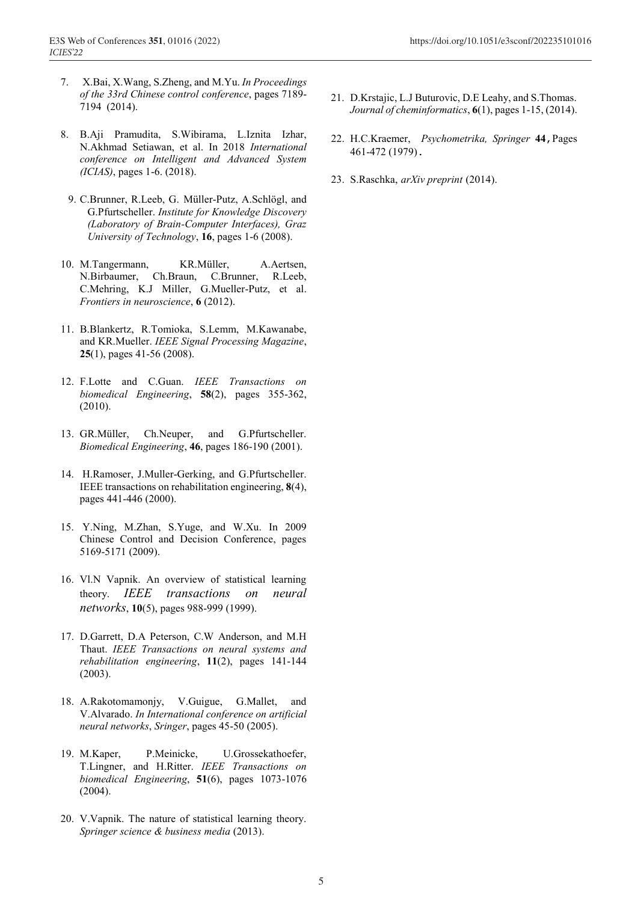7. X.Bai, X.Wang, S.Zheng, and M.Yu. *In Proceedings of the 33rd Chinese control conference*, pages 7189-7194 (2014).

8. B.Aji Pramudita, S.Wibirama, L.Iznita Izhar, N.Akhmad Setiawan, et al. In 2018 *International conference on Intelligent and Advanced System (ICIAS)*, pages 1-6. (2018).

9. C.Brunner, R.Leeb, G. Müller-Putz, A.Schlögl, and G.Pfurtscheller. *Institute for Knowledge Discovery (Laboratory of Brain-Computer Interfaces), Graz University of Technology*, **16**, pages 1-6 (2008).

10. M.Tangermann, KR.Müller, A.Aertsen, N.Birbaumer, Ch.Braun, C.Brunner, R.Leeb, C.Mehring, K.J Miller, G.Mueller-Putz, et al. *Frontiers in neuroscience*, **6** (2012).

11. B.Blankertz, R.Tomioka, S.Lemm, M.Kawanabe, and KR.Mueller. *IEEE Signal Processing Magazine*, **25**(1), pages 41-56 (2008).

12. F.Lotte and C.Guan. *IEEE Transactions on biomedical Engineering*, **58**(2), pages 355-362, (2010).

13. GR.Müller, Ch.Neuper, and G.Pfurtscheller. *Biomedical Engineering*, **46**, pages 186-190 (2001).

14. H.Ramoser, J.Muller-Gerking, and G.Pfurtscheller. IEEE transactions on rehabilitation engineering, **8**(4), pages 441-446 (2000).

15. Y.Ning, M.Zhan, S.Yuge, and W.Xu. In 2009 Chinese Control and Decision Conference, pages 5169-5171 (2009).

16. Vl.N Vapnik. An overview of statistical learning theory. *IEEE transactions on neural networks*, **10**(5), pages 988-999 (1999).

17. D.Garrett, D.A Peterson, C.W Anderson, and M.H Thaut. *IEEE Transactions on neural systems and rehabilitation engineering*, **11**(2), pages 141-144 (2003).

18. A.Rakotomamonjy, V.Guigue, G.Mallet, and V.Alvarado. *In International conference on artificial neural networks*, *Sringer*, pages 45-50 (2005).

19. M.Kaper, P.Meinicke, U.Grossekathoefer, T.Lingner, and H.Ritter. *IEEE Transactions on biomedical Engineering*, **51**(6), pages 1073-1076 (2004).

20. V.Vapnik. The nature of statistical learning theory. *Springer science & business media* (2013).

21. D.Krstajic, L.J Buturovic, D.E Leahy, and S.Thomas. *Journal of cheminformatics*, **6**(1), pages 1-15, (2014).

22. H.C.Kraemer, *Psychometrika, Springer* **44,** Pages 461-472 (1979).

23. S.Raschka, *arXiv preprint* (2014).